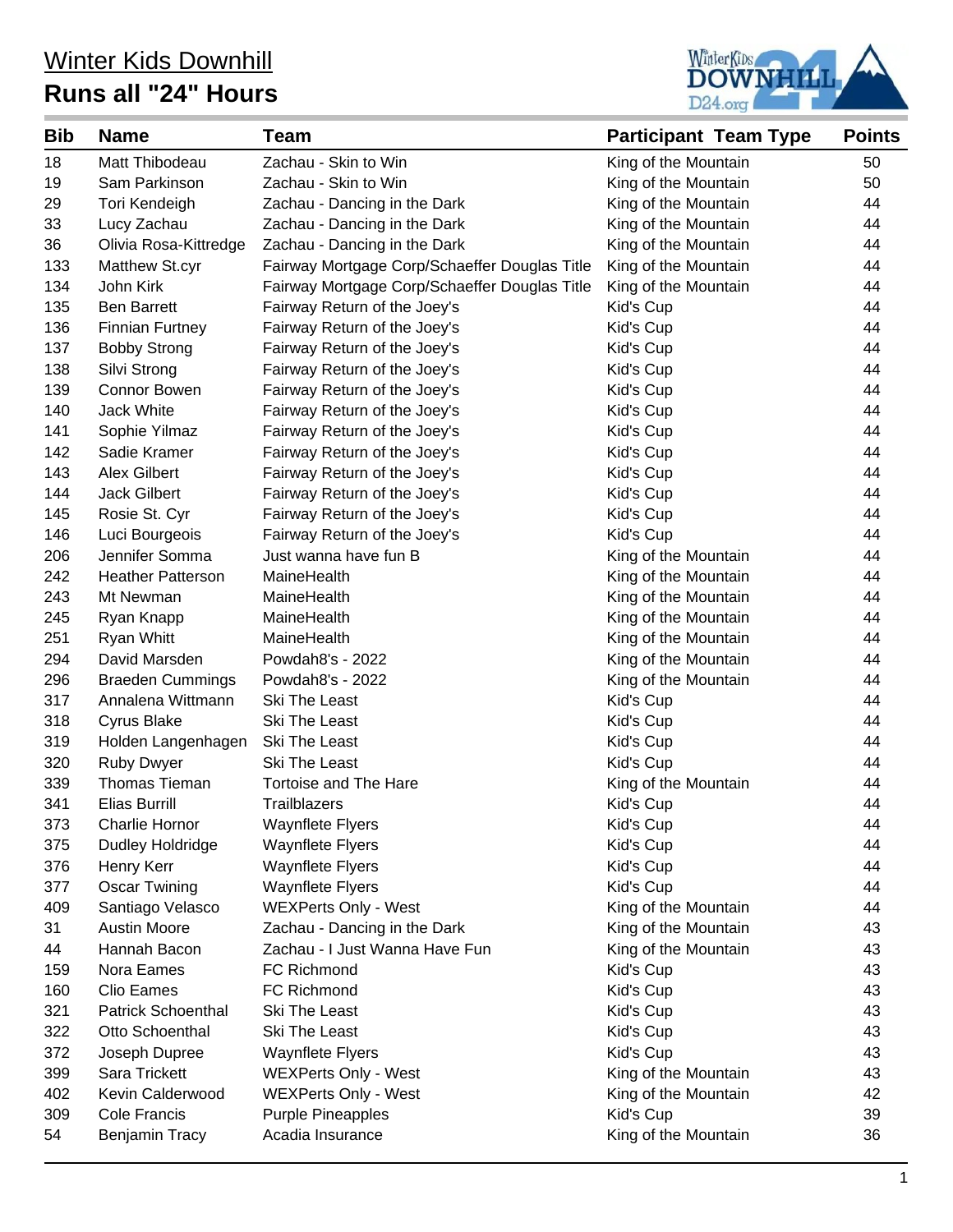# Winter Kids Downhill

## Runs all "24" Hours

| Bib | Name | Team | Participant Team Type | Points |
|---|---|---|---|---|
| 18 | Matt Thibodeau | Zachau - Skin to Win | King of the Mountain | 50 |
| 19 | Sam Parkinson | Zachau - Skin to Win | King of the Mountain | 50 |
| 29 | Tori Kendeigh | Zachau - Dancing in the Dark | King of the Mountain | 44 |
| 33 | Lucy Zachau | Zachau - Dancing in the Dark | King of the Mountain | 44 |
| 36 | Olivia Rosa-Kittredge | Zachau - Dancing in the Dark | King of the Mountain | 44 |
| 133 | Matthew St.cyr | Fairway Mortgage Corp/Schaeffer Douglas Title | King of the Mountain | 44 |
| 134 | John Kirk | Fairway Mortgage Corp/Schaeffer Douglas Title | King of the Mountain | 44 |
| 135 | Ben Barrett | Fairway Return of the Joey's | Kid's Cup | 44 |
| 136 | Finnian Furtney | Fairway Return of the Joey's | Kid's Cup | 44 |
| 137 | Bobby Strong | Fairway Return of the Joey's | Kid's Cup | 44 |
| 138 | Silvi Strong | Fairway Return of the Joey's | Kid's Cup | 44 |
| 139 | Connor Bowen | Fairway Return of the Joey's | Kid's Cup | 44 |
| 140 | Jack White | Fairway Return of the Joey's | Kid's Cup | 44 |
| 141 | Sophie Yilmaz | Fairway Return of the Joey's | Kid's Cup | 44 |
| 142 | Sadie Kramer | Fairway Return of the Joey's | Kid's Cup | 44 |
| 143 | Alex Gilbert | Fairway Return of the Joey's | Kid's Cup | 44 |
| 144 | Jack Gilbert | Fairway Return of the Joey's | Kid's Cup | 44 |
| 145 | Rosie St. Cyr | Fairway Return of the Joey's | Kid's Cup | 44 |
| 146 | Luci Bourgeois | Fairway Return of the Joey's | Kid's Cup | 44 |
| 206 | Jennifer Somma | Just wanna have fun B | King of the Mountain | 44 |
| 242 | Heather Patterson | MaineHealth | King of the Mountain | 44 |
| 243 | Mt Newman | MaineHealth | King of the Mountain | 44 |
| 245 | Ryan Knapp | MaineHealth | King of the Mountain | 44 |
| 251 | Ryan Whitt | MaineHealth | King of the Mountain | 44 |
| 294 | David Marsden | Powdah8's - 2022 | King of the Mountain | 44 |
| 296 | Braeden Cummings | Powdah8's - 2022 | King of the Mountain | 44 |
| 317 | Annalena Wittmann | Ski The Least | Kid's Cup | 44 |
| 318 | Cyrus Blake | Ski The Least | Kid's Cup | 44 |
| 319 | Holden Langenhagen | Ski The Least | Kid's Cup | 44 |
| 320 | Ruby Dwyer | Ski The Least | Kid's Cup | 44 |
| 339 | Thomas Tieman | Tortoise and The Hare | King of the Mountain | 44 |
| 341 | Elias Burrill | Trailblazers | Kid's Cup | 44 |
| 373 | Charlie Hornor | Waynflete Flyers | Kid's Cup | 44 |
| 375 | Dudley Holdridge | Waynflete Flyers | Kid's Cup | 44 |
| 376 | Henry Kerr | Waynflete Flyers | Kid's Cup | 44 |
| 377 | Oscar Twining | Waynflete Flyers | Kid's Cup | 44 |
| 409 | Santiago Velasco | WEXPerts Only - West | King of the Mountain | 44 |
| 31 | Austin Moore | Zachau - Dancing in the Dark | King of the Mountain | 43 |
| 44 | Hannah Bacon | Zachau - I Just Wanna Have Fun | King of the Mountain | 43 |
| 159 | Nora Eames | FC Richmond | Kid's Cup | 43 |
| 160 | Clio Eames | FC Richmond | Kid's Cup | 43 |
| 321 | Patrick Schoenthal | Ski The Least | Kid's Cup | 43 |
| 322 | Otto Schoenthal | Ski The Least | Kid's Cup | 43 |
| 372 | Joseph Dupree | Waynflete Flyers | Kid's Cup | 43 |
| 399 | Sara Trickett | WEXPerts Only - West | King of the Mountain | 43 |
| 402 | Kevin Calderwood | WEXPerts Only - West | King of the Mountain | 42 |
| 309 | Cole Francis | Purple Pineapples | Kid's Cup | 39 |
| 54 | Benjamin Tracy | Acadia Insurance | King of the Mountain | 36 |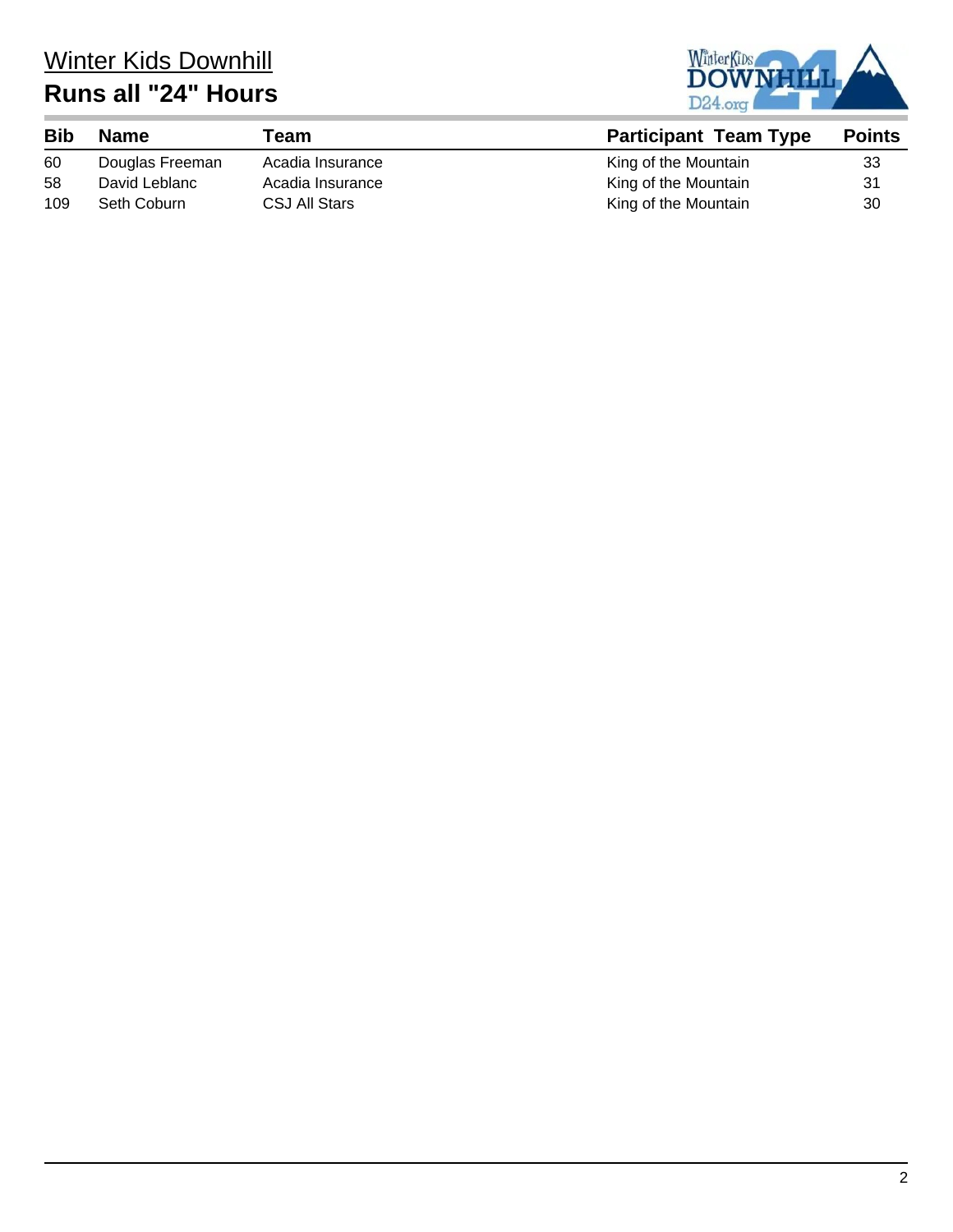Winter Kids Downhill

## Runs all "24" Hours

| Bib | Name | Team | Participant Team Type | Points |
|---|---|---|---|---|
| 60 | Douglas Freeman | Acadia Insurance | King of the Mountain | 33 |
| 58 | David Leblanc | Acadia Insurance | King of the Mountain | 31 |
| 109 | Seth Coburn | CSJ All Stars | King of the Mountain | 30 |